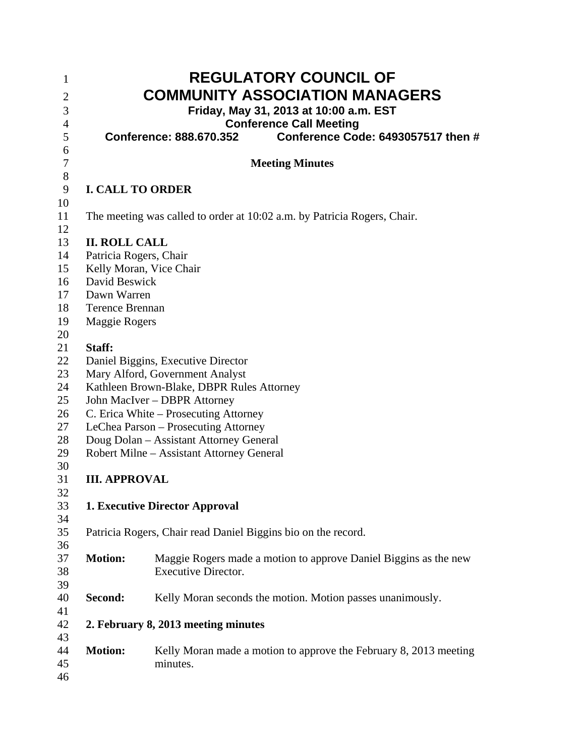# REGULATORY COUNCIL OF COMMUNITY ASSOCIATION MANAGERS

**Friday, May 31, 2013 at 10:00 a.m. EST**
**Conference Call Meeting**
**Conference: 888.670.352 Conference Code: 6493057517 then #**

**Meeting Minutes**

## I. CALL TO ORDER

The meeting was called to order at 10:02 a.m. by Patricia Rogers, Chair.

## II. ROLL CALL

Patricia Rogers, Chair
Kelly Moran, Vice Chair
David Beswick
Dawn Warren
Terence Brennan
Maggie Rogers

**Staff:**

Daniel Biggins, Executive Director
Mary Alford, Government Analyst
Kathleen Brown-Blake, DBPR Rules Attorney
John MacIver – DBPR Attorney
C. Erica White – Prosecuting Attorney
LeChea Parson – Prosecuting Attorney
Doug Dolan – Assistant Attorney General
Robert Milne – Assistant Attorney General

## III. APPROVAL

### 1. Executive Director Approval

Patricia Rogers, Chair read Daniel Biggins bio on the record.

**Motion:** Maggie Rogers made a motion to approve Daniel Biggins as the new Executive Director.

**Second:** Kelly Moran seconds the motion. Motion passes unanimously.

### 2. February 8, 2013 meeting minutes

**Motion:** Kelly Moran made a motion to approve the February 8, 2013 meeting minutes.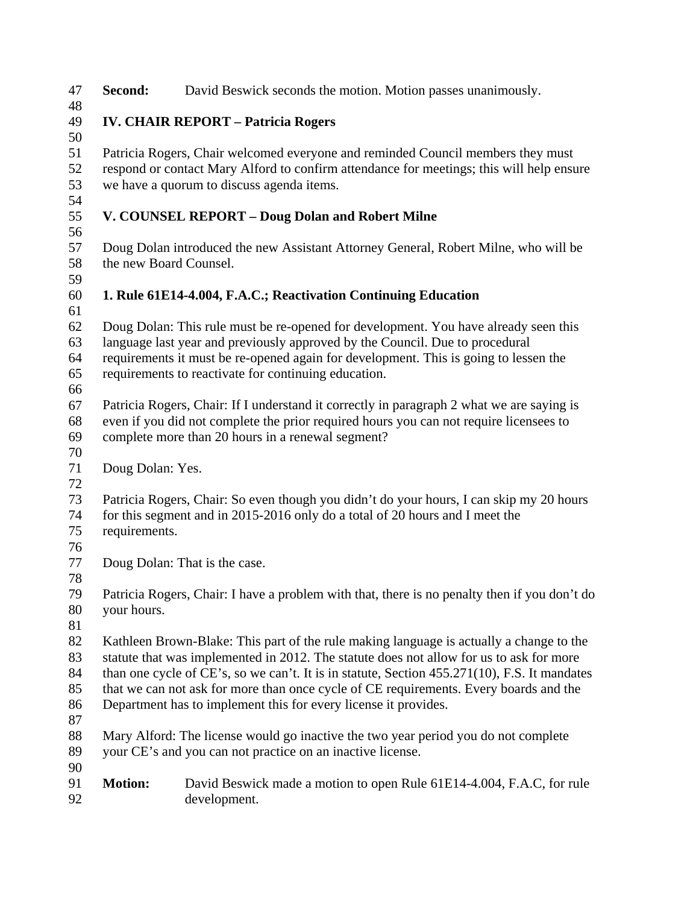**Second:** David Beswick seconds the motion. Motion passes unanimously.

**IV. CHAIR REPORT – Patricia Rogers**

Patricia Rogers, Chair welcomed everyone and reminded Council members they must respond or contact Mary Alford to confirm attendance for meetings; this will help ensure we have a quorum to discuss agenda items.

**V. COUNSEL REPORT – Doug Dolan and Robert Milne**

Doug Dolan introduced the new Assistant Attorney General, Robert Milne, who will be the new Board Counsel.

**1. Rule 61E14-4.004, F.A.C.; Reactivation Continuing Education**

Doug Dolan: This rule must be re-opened for development. You have already seen this language last year and previously approved by the Council. Due to procedural requirements it must be re-opened again for development. This is going to lessen the requirements to reactivate for continuing education.

Patricia Rogers, Chair: If I understand it correctly in paragraph 2 what we are saying is even if you did not complete the prior required hours you can not require licensees to complete more than 20 hours in a renewal segment?

Doug Dolan: Yes.

Patricia Rogers, Chair: So even though you didn't do your hours, I can skip my 20 hours for this segment and in 2015-2016 only do a total of 20 hours and I meet the requirements.

Doug Dolan: That is the case.

Patricia Rogers, Chair: I have a problem with that, there is no penalty then if you don't do your hours.

Kathleen Brown-Blake: This part of the rule making language is actually a change to the statute that was implemented in 2012. The statute does not allow for us to ask for more than one cycle of CE's, so we can't. It is in statute, Section 455.271(10), F.S. It mandates that we can not ask for more than once cycle of CE requirements. Every boards and the Department has to implement this for every license it provides.

Mary Alford: The license would go inactive the two year period you do not complete your CE's and you can not practice on an inactive license.

**Motion:** David Beswick made a motion to open Rule 61E14-4.004, F.A.C, for rule development.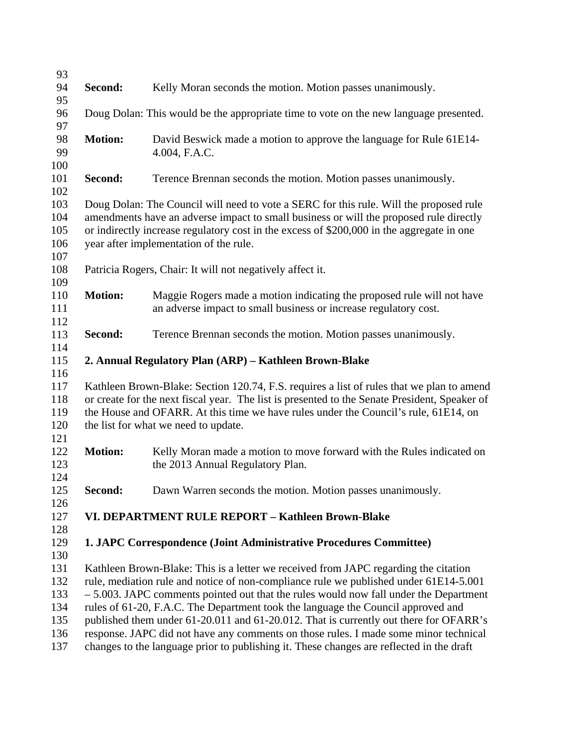**Second:** Kelly Moran seconds the motion. Motion passes unanimously.

Doug Dolan: This would be the appropriate time to vote on the new language presented.

**Motion:** David Beswick made a motion to approve the language for Rule 61E14-4.004, F.A.C.

**Second:** Terence Brennan seconds the motion. Motion passes unanimously.

Doug Dolan: The Council will need to vote a SERC for this rule. Will the proposed rule amendments have an adverse impact to small business or will the proposed rule directly or indirectly increase regulatory cost in the excess of $200,000 in the aggregate in one year after implementation of the rule.

Patricia Rogers, Chair: It will not negatively affect it.

**Motion:** Maggie Rogers made a motion indicating the proposed rule will not have an adverse impact to small business or increase regulatory cost.

**Second:** Terence Brennan seconds the motion. Motion passes unanimously.

**2. Annual Regulatory Plan (ARP) – Kathleen Brown-Blake**

Kathleen Brown-Blake: Section 120.74, F.S. requires a list of rules that we plan to amend or create for the next fiscal year. The list is presented to the Senate President, Speaker of the House and OFARR. At this time we have rules under the Council's rule, 61E14, on the list for what we need to update.

**Motion:** Kelly Moran made a motion to move forward with the Rules indicated on the 2013 Annual Regulatory Plan.

**Second:** Dawn Warren seconds the motion. Motion passes unanimously.

**VI. DEPARTMENT RULE REPORT – Kathleen Brown-Blake**

**1. JAPC Correspondence (Joint Administrative Procedures Committee)**

Kathleen Brown-Blake: This is a letter we received from JAPC regarding the citation rule, mediation rule and notice of non-compliance rule we published under 61E14-5.001 – 5.003. JAPC comments pointed out that the rules would now fall under the Department rules of 61-20, F.A.C. The Department took the language the Council approved and published them under 61-20.011 and 61-20.012. That is currently out there for OFARR's response. JAPC did not have any comments on those rules. I made some minor technical changes to the language prior to publishing it. These changes are reflected in the draft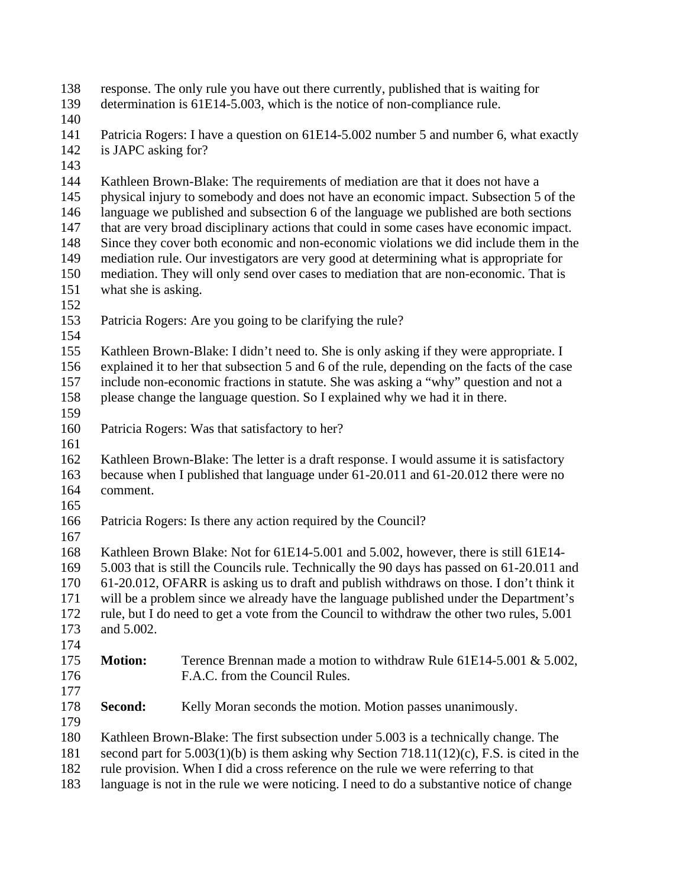response. The only rule you have out there currently, published that is waiting for determination is 61E14-5.003, which is the notice of non-compliance rule.

Patricia Rogers: I have a question on 61E14-5.002 number 5 and number 6, what exactly is JAPC asking for?

Kathleen Brown-Blake: The requirements of mediation are that it does not have a physical injury to somebody and does not have an economic impact. Subsection 5 of the language we published and subsection 6 of the language we published are both sections that are very broad disciplinary actions that could in some cases have economic impact. Since they cover both economic and non-economic violations we did include them in the mediation rule. Our investigators are very good at determining what is appropriate for mediation. They will only send over cases to mediation that are non-economic. That is what she is asking.

Patricia Rogers: Are you going to be clarifying the rule?

Kathleen Brown-Blake: I didn't need to. She is only asking if they were appropriate. I explained it to her that subsection 5 and 6 of the rule, depending on the facts of the case include non-economic fractions in statute. She was asking a "why" question and not a please change the language question. So I explained why we had it in there.

Patricia Rogers: Was that satisfactory to her?

Kathleen Brown-Blake: The letter is a draft response. I would assume it is satisfactory because when I published that language under 61-20.011 and 61-20.012 there were no comment.

Patricia Rogers: Is there any action required by the Council?

Kathleen Brown Blake: Not for 61E14-5.001 and 5.002, however, there is still 61E14-5.003 that is still the Councils rule. Technically the 90 days has passed on 61-20.011 and 61-20.012, OFARR is asking us to draft and publish withdraws on those. I don't think it will be a problem since we already have the language published under the Department's rule, but I do need to get a vote from the Council to withdraw the other two rules, 5.001 and 5.002.

**Motion:** Terence Brennan made a motion to withdraw Rule 61E14-5.001 & 5.002, F.A.C. from the Council Rules.

**Second:** Kelly Moran seconds the motion. Motion passes unanimously.

Kathleen Brown-Blake: The first subsection under 5.003 is a technically change. The second part for 5.003(1)(b) is them asking why Section 718.11(12)(c), F.S. is cited in the rule provision. When I did a cross reference on the rule we were referring to that language is not in the rule we were noticing. I need to do a substantive notice of change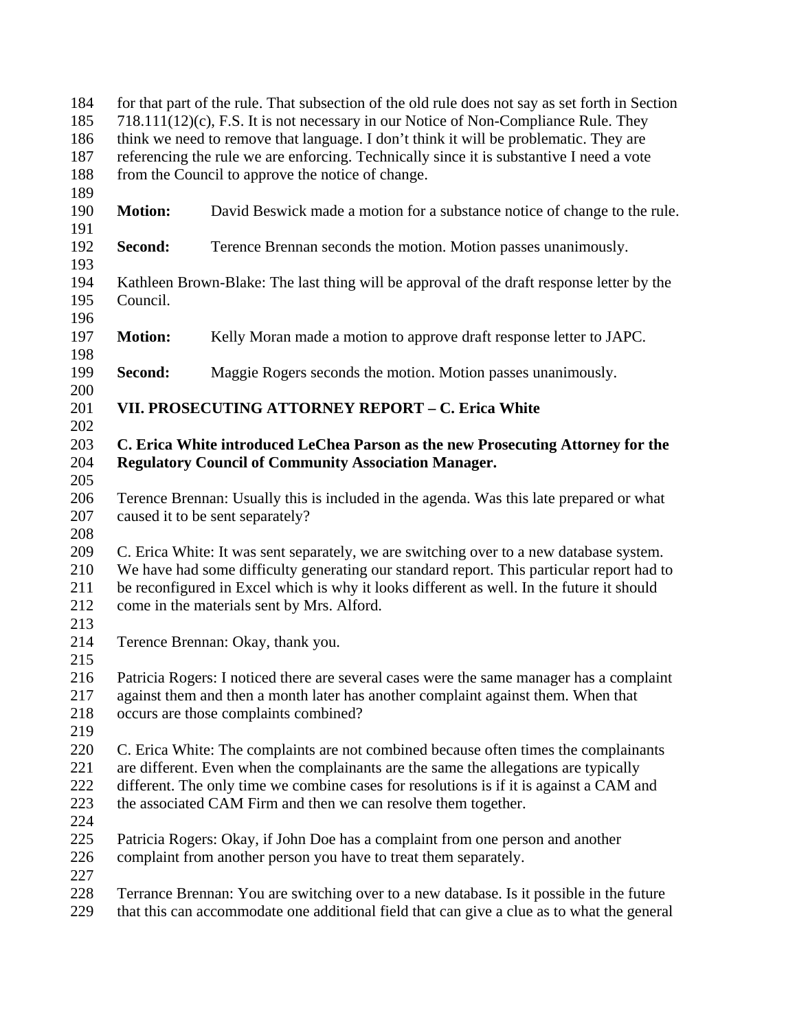for that part of the rule. That subsection of the old rule does not say as set forth in Section 718.111(12)(c), F.S. It is not necessary in our Notice of Non-Compliance Rule. They think we need to remove that language. I don't think it will be problematic. They are referencing the rule we are enforcing. Technically since it is substantive I need a vote from the Council to approve the notice of change.

**Motion:** David Beswick made a motion for a substance notice of change to the rule.

**Second:** Terence Brennan seconds the motion. Motion passes unanimously.

Kathleen Brown-Blake: The last thing will be approval of the draft response letter by the Council.

**Motion:** Kelly Moran made a motion to approve draft response letter to JAPC.

**Second:** Maggie Rogers seconds the motion. Motion passes unanimously.

**VII. PROSECUTING ATTORNEY REPORT – C. Erica White**

**C. Erica White introduced LeChea Parson as the new Prosecuting Attorney for the Regulatory Council of Community Association Manager.**

Terence Brennan: Usually this is included in the agenda. Was this late prepared or what caused it to be sent separately?

C. Erica White: It was sent separately, we are switching over to a new database system. We have had some difficulty generating our standard report. This particular report had to be reconfigured in Excel which is why it looks different as well. In the future it should come in the materials sent by Mrs. Alford.

Terence Brennan: Okay, thank you.

Patricia Rogers: I noticed there are several cases were the same manager has a complaint against them and then a month later has another complaint against them. When that occurs are those complaints combined?

C. Erica White: The complaints are not combined because often times the complainants are different. Even when the complainants are the same the allegations are typically different. The only time we combine cases for resolutions is if it is against a CAM and the associated CAM Firm and then we can resolve them together.

Patricia Rogers: Okay, if John Doe has a complaint from one person and another complaint from another person you have to treat them separately.

Terrance Brennan: You are switching over to a new database. Is it possible in the future that this can accommodate one additional field that can give a clue as to what the general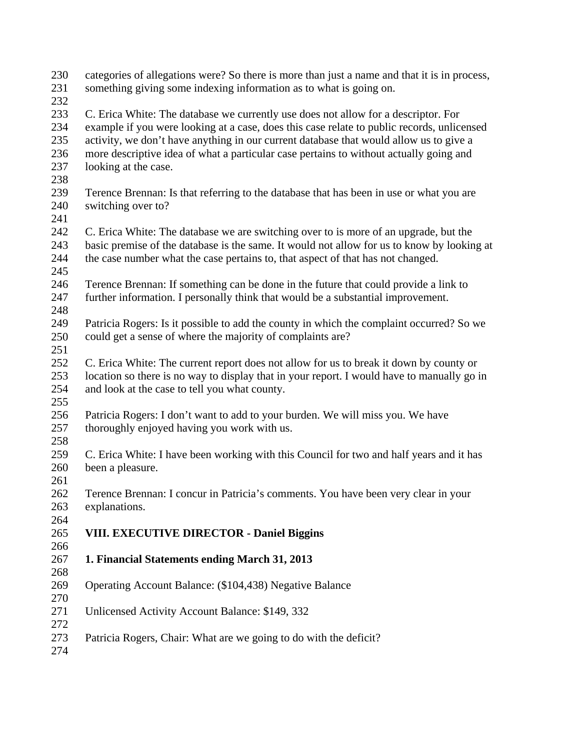categories of allegations were? So there is more than just a name and that it is in process, something giving some indexing information as to what is going on.

C. Erica White: The database we currently use does not allow for a descriptor. For example if you were looking at a case, does this case relate to public records, unlicensed activity, we don't have anything in our current database that would allow us to give a more descriptive idea of what a particular case pertains to without actually going and looking at the case.

Terence Brennan: Is that referring to the database that has been in use or what you are switching over to?

C. Erica White: The database we are switching over to is more of an upgrade, but the basic premise of the database is the same. It would not allow for us to know by looking at the case number what the case pertains to, that aspect of that has not changed.

Terence Brennan: If something can be done in the future that could provide a link to further information. I personally think that would be a substantial improvement.

Patricia Rogers: Is it possible to add the county in which the complaint occurred? So we could get a sense of where the majority of complaints are?

C. Erica White: The current report does not allow for us to break it down by county or location so there is no way to display that in your report. I would have to manually go in and look at the case to tell you what county.

Patricia Rogers: I don't want to add to your burden. We will miss you. We have thoroughly enjoyed having you work with us.

C. Erica White: I have been working with this Council for two and half years and it has been a pleasure.

Terence Brennan: I concur in Patricia's comments. You have been very clear in your explanations.

**VIII. EXECUTIVE DIRECTOR - Daniel Biggins**

**1. Financial Statements ending March 31, 2013**

Operating Account Balance: ($104,438) Negative Balance

Unlicensed Activity Account Balance: $149, 332

Patricia Rogers, Chair: What are we going to do with the deficit?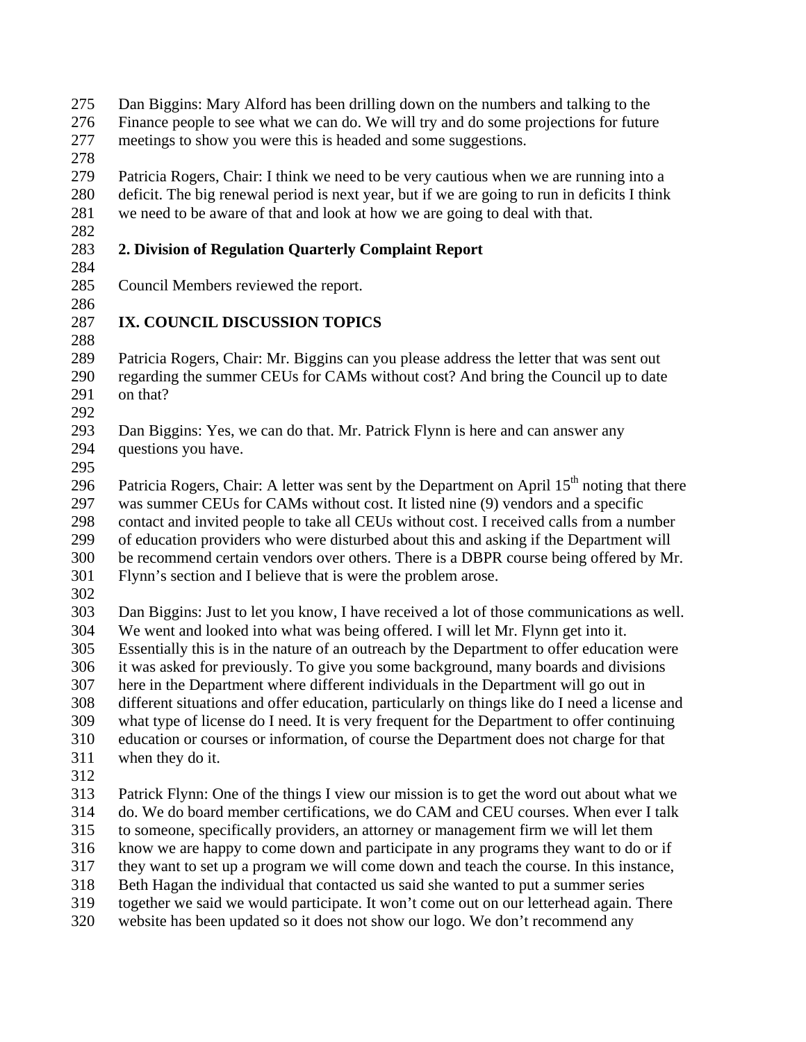Dan Biggins: Mary Alford has been drilling down on the numbers and talking to the Finance people to see what we can do. We will try and do some projections for future meetings to show you were this is headed and some suggestions.

Patricia Rogers, Chair: I think we need to be very cautious when we are running into a deficit. The big renewal period is next year, but if we are going to run in deficits I think we need to be aware of that and look at how we are going to deal with that.

**2. Division of Regulation Quarterly Complaint Report**

Council Members reviewed the report.

## IX. COUNCIL DISCUSSION TOPICS

Patricia Rogers, Chair: Mr. Biggins can you please address the letter that was sent out regarding the summer CEUs for CAMs without cost? And bring the Council up to date on that?

Dan Biggins: Yes, we can do that. Mr. Patrick Flynn is here and can answer any questions you have.

Patricia Rogers, Chair: A letter was sent by the Department on April 15th noting that there was summer CEUs for CAMs without cost. It listed nine (9) vendors and a specific contact and invited people to take all CEUs without cost. I received calls from a number of education providers who were disturbed about this and asking if the Department will be recommend certain vendors over others. There is a DBPR course being offered by Mr. Flynn's section and I believe that is were the problem arose.

Dan Biggins: Just to let you know, I have received a lot of those communications as well. We went and looked into what was being offered. I will let Mr. Flynn get into it. Essentially this is in the nature of an outreach by the Department to offer education were it was asked for previously. To give you some background, many boards and divisions here in the Department where different individuals in the Department will go out in different situations and offer education, particularly on things like do I need a license and what type of license do I need. It is very frequent for the Department to offer continuing education or courses or information, of course the Department does not charge for that when they do it.

Patrick Flynn: One of the things I view our mission is to get the word out about what we do. We do board member certifications, we do CAM and CEU courses. When ever I talk to someone, specifically providers, an attorney or management firm we will let them know we are happy to come down and participate in any programs they want to do or if they want to set up a program we will come down and teach the course. In this instance, Beth Hagan the individual that contacted us said she wanted to put a summer series together we said we would participate. It won't come out on our letterhead again. There website has been updated so it does not show our logo. We don't recommend any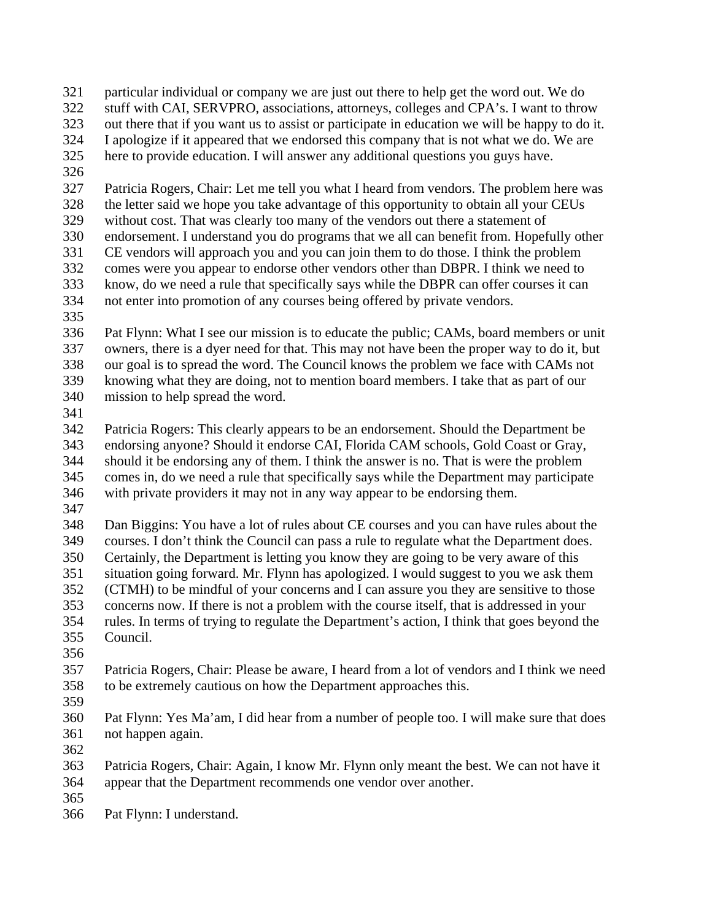particular individual or company we are just out there to help get the word out. We do stuff with CAI, SERVPRO, associations, attorneys, colleges and CPA's. I want to throw out there that if you want us to assist or participate in education we will be happy to do it. I apologize if it appeared that we endorsed this company that is not what we do. We are here to provide education. I will answer any additional questions you guys have.

Patricia Rogers, Chair: Let me tell you what I heard from vendors. The problem here was the letter said we hope you take advantage of this opportunity to obtain all your CEUs without cost. That was clearly too many of the vendors out there a statement of endorsement. I understand you do programs that we all can benefit from. Hopefully other CE vendors will approach you and you can join them to do those. I think the problem comes were you appear to endorse other vendors other than DBPR. I think we need to know, do we need a rule that specifically says while the DBPR can offer courses it can not enter into promotion of any courses being offered by private vendors.

Pat Flynn: What I see our mission is to educate the public; CAMs, board members or unit owners, there is a dyer need for that. This may not have been the proper way to do it, but our goal is to spread the word. The Council knows the problem we face with CAMs not knowing what they are doing, not to mention board members. I take that as part of our mission to help spread the word.

Patricia Rogers: This clearly appears to be an endorsement. Should the Department be endorsing anyone? Should it endorse CAI, Florida CAM schools, Gold Coast or Gray, should it be endorsing any of them. I think the answer is no. That is were the problem comes in, do we need a rule that specifically says while the Department may participate with private providers it may not in any way appear to be endorsing them.

Dan Biggins: You have a lot of rules about CE courses and you can have rules about the courses. I don't think the Council can pass a rule to regulate what the Department does. Certainly, the Department is letting you know they are going to be very aware of this situation going forward. Mr. Flynn has apologized. I would suggest to you we ask them (CTMH) to be mindful of your concerns and I can assure you they are sensitive to those concerns now. If there is not a problem with the course itself, that is addressed in your rules. In terms of trying to regulate the Department's action, I think that goes beyond the Council.

Patricia Rogers, Chair: Please be aware, I heard from a lot of vendors and I think we need to be extremely cautious on how the Department approaches this.

Pat Flynn: Yes Ma'am, I did hear from a number of people too. I will make sure that does not happen again.

Patricia Rogers, Chair: Again, I know Mr. Flynn only meant the best. We can not have it appear that the Department recommends one vendor over another.

Pat Flynn: I understand.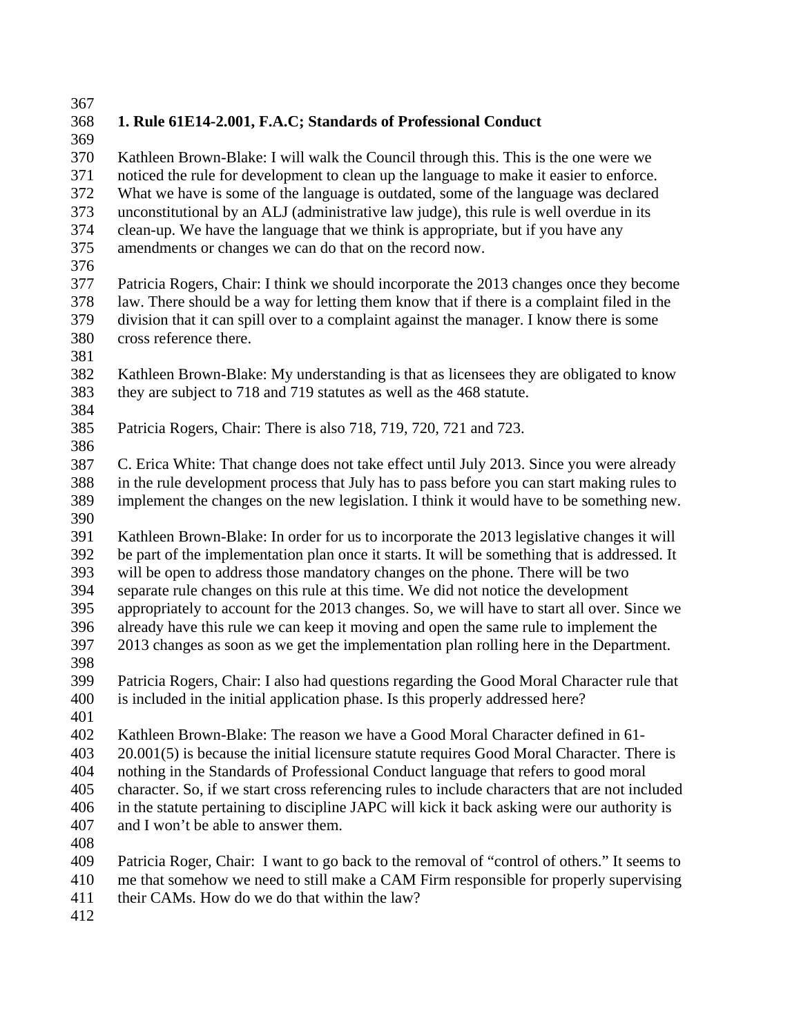**1. Rule 61E14-2.001, F.A.C; Standards of Professional Conduct**

Kathleen Brown-Blake: I will walk the Council through this. This is the one were we noticed the rule for development to clean up the language to make it easier to enforce. What we have is some of the language is outdated, some of the language was declared unconstitutional by an ALJ (administrative law judge), this rule is well overdue in its clean-up. We have the language that we think is appropriate, but if you have any amendments or changes we can do that on the record now.

Patricia Rogers, Chair: I think we should incorporate the 2013 changes once they become law. There should be a way for letting them know that if there is a complaint filed in the division that it can spill over to a complaint against the manager. I know there is some cross reference there.

Kathleen Brown-Blake: My understanding is that as licensees they are obligated to know they are subject to 718 and 719 statutes as well as the 468 statute.

Patricia Rogers, Chair: There is also 718, 719, 720, 721 and 723.

C. Erica White: That change does not take effect until July 2013. Since you were already in the rule development process that July has to pass before you can start making rules to implement the changes on the new legislation. I think it would have to be something new.

Kathleen Brown-Blake: In order for us to incorporate the 2013 legislative changes it will be part of the implementation plan once it starts. It will be something that is addressed. It will be open to address those mandatory changes on the phone. There will be two separate rule changes on this rule at this time. We did not notice the development appropriately to account for the 2013 changes. So, we will have to start all over. Since we already have this rule we can keep it moving and open the same rule to implement the 2013 changes as soon as we get the implementation plan rolling here in the Department.

Patricia Rogers, Chair: I also had questions regarding the Good Moral Character rule that is included in the initial application phase. Is this properly addressed here?

Kathleen Brown-Blake: The reason we have a Good Moral Character defined in 61-20.001(5) is because the initial licensure statute requires Good Moral Character. There is nothing in the Standards of Professional Conduct language that refers to good moral character. So, if we start cross referencing rules to include characters that are not included in the statute pertaining to discipline JAPC will kick it back asking were our authority is and I won't be able to answer them.

Patricia Roger, Chair: I want to go back to the removal of "control of others." It seems to me that somehow we need to still make a CAM Firm responsible for properly supervising their CAMs. How do we do that within the law?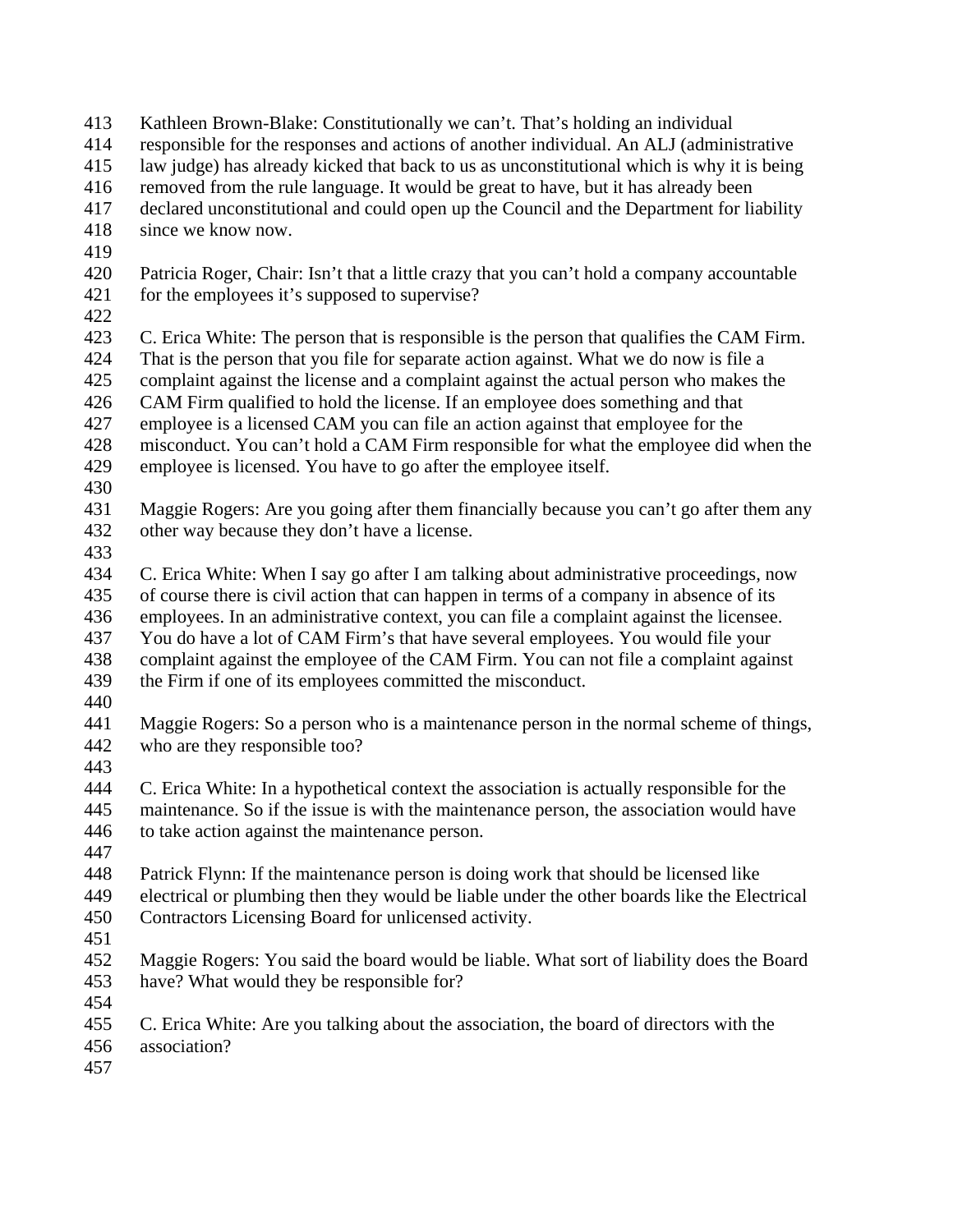Kathleen Brown-Blake: Constitutionally we can't. That's holding an individual responsible for the responses and actions of another individual. An ALJ (administrative law judge) has already kicked that back to us as unconstitutional which is why it is being removed from the rule language. It would be great to have, but it has already been declared unconstitutional and could open up the Council and the Department for liability since we know now.

Patricia Roger, Chair: Isn't that a little crazy that you can't hold a company accountable for the employees it's supposed to supervise?

C. Erica White: The person that is responsible is the person that qualifies the CAM Firm. That is the person that you file for separate action against. What we do now is file a complaint against the license and a complaint against the actual person who makes the CAM Firm qualified to hold the license. If an employee does something and that employee is a licensed CAM you can file an action against that employee for the misconduct. You can't hold a CAM Firm responsible for what the employee did when the employee is licensed. You have to go after the employee itself.

Maggie Rogers: Are you going after them financially because you can't go after them any other way because they don't have a license.

C. Erica White: When I say go after I am talking about administrative proceedings, now of course there is civil action that can happen in terms of a company in absence of its employees. In an administrative context, you can file a complaint against the licensee. You do have a lot of CAM Firm's that have several employees. You would file your complaint against the employee of the CAM Firm. You can not file a complaint against the Firm if one of its employees committed the misconduct.

Maggie Rogers: So a person who is a maintenance person in the normal scheme of things, who are they responsible too?

C. Erica White: In a hypothetical context the association is actually responsible for the maintenance. So if the issue is with the maintenance person, the association would have to take action against the maintenance person.

Patrick Flynn: If the maintenance person is doing work that should be licensed like electrical or plumbing then they would be liable under the other boards like the Electrical Contractors Licensing Board for unlicensed activity.

Maggie Rogers: You said the board would be liable. What sort of liability does the Board have? What would they be responsible for?

C. Erica White: Are you talking about the association, the board of directors with the association?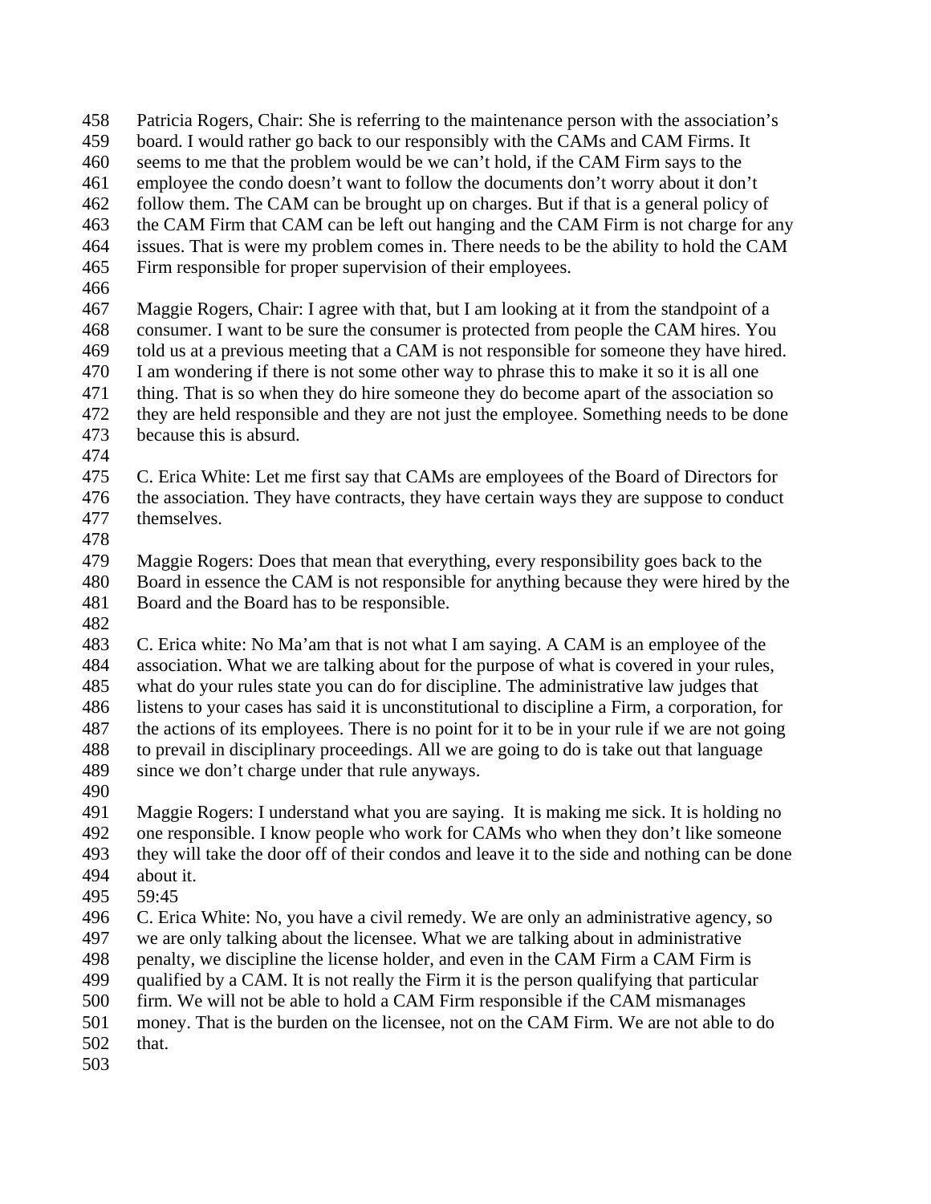458 Patricia Rogers, Chair: She is referring to the maintenance person with the association's
459 board. I would rather go back to our responsibly with the CAMs and CAM Firms. It
460 seems to me that the problem would be we can't hold, if the CAM Firm says to the
461 employee the condo doesn't want to follow the documents don't worry about it don't
462 follow them. The CAM can be brought up on charges. But if that is a general policy of
463 the CAM Firm that CAM can be left out hanging and the CAM Firm is not charge for any
464 issues. That is were my problem comes in. There needs to be the ability to hold the CAM
465 Firm responsible for proper supervision of their employees.
466
467 Maggie Rogers, Chair: I agree with that, but I am looking at it from the standpoint of a
468 consumer. I want to be sure the consumer is protected from people the CAM hires. You
469 told us at a previous meeting that a CAM is not responsible for someone they have hired.
470 I am wondering if there is not some other way to phrase this to make it so it is all one
471 thing. That is so when they do hire someone they do become apart of the association so
472 they are held responsible and they are not just the employee. Something needs to be done
473 because this is absurd.
474
475 C. Erica White: Let me first say that CAMs are employees of the Board of Directors for
476 the association. They have contracts, they have certain ways they are suppose to conduct
477 themselves.
478
479 Maggie Rogers: Does that mean that everything, every responsibility goes back to the
480 Board in essence the CAM is not responsible for anything because they were hired by the
481 Board and the Board has to be responsible.
482
483 C. Erica white: No Ma'am that is not what I am saying. A CAM is an employee of the
484 association. What we are talking about for the purpose of what is covered in your rules,
485 what do your rules state you can do for discipline. The administrative law judges that
486 listens to your cases has said it is unconstitutional to discipline a Firm, a corporation, for
487 the actions of its employees. There is no point for it to be in your rule if we are not going
488 to prevail in disciplinary proceedings. All we are going to do is take out that language
489 since we don't charge under that rule anyways.
490
491 Maggie Rogers: I understand what you are saying. It is making me sick. It is holding no
492 one responsible. I know people who work for CAMs who when they don't like someone
493 they will take the door off of their condos and leave it to the side and nothing can be done
494 about it.
495 59:45
496 C. Erica White: No, you have a civil remedy. We are only an administrative agency, so
497 we are only talking about the licensee. What we are talking about in administrative
498 penalty, we discipline the license holder, and even in the CAM Firm a CAM Firm is
499 qualified by a CAM. It is not really the Firm it is the person qualifying that particular
500 firm. We will not be able to hold a CAM Firm responsible if the CAM mismanages
501 money. That is the burden on the licensee, not on the CAM Firm. We are not able to do
502 that.
503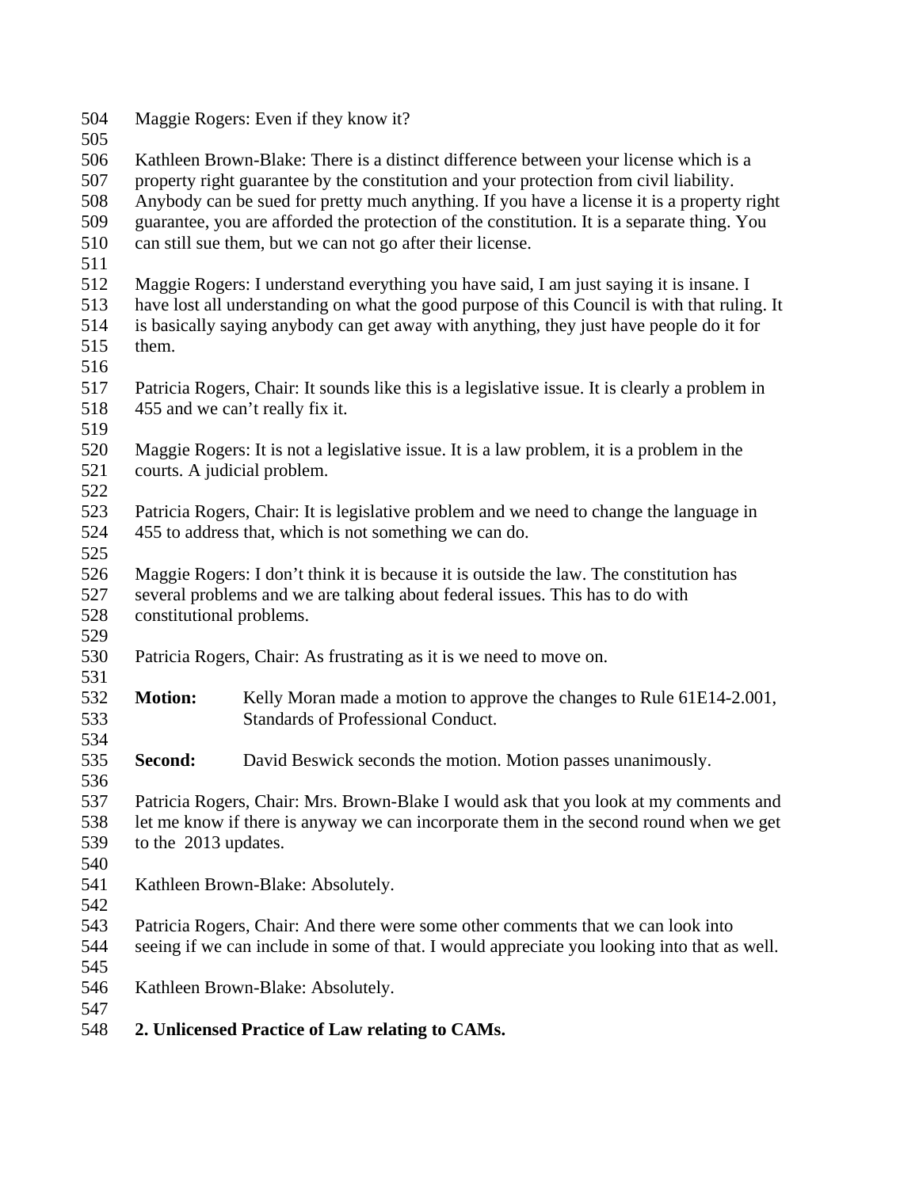Maggie Rogers: Even if they know it?

Kathleen Brown-Blake: There is a distinct difference between your license which is a property right guarantee by the constitution and your protection from civil liability. Anybody can be sued for pretty much anything. If you have a license it is a property right guarantee, you are afforded the protection of the constitution. It is a separate thing. You can still sue them, but we can not go after their license.

Maggie Rogers: I understand everything you have said, I am just saying it is insane. I have lost all understanding on what the good purpose of this Council is with that ruling. It is basically saying anybody can get away with anything, they just have people do it for them.

Patricia Rogers, Chair: It sounds like this is a legislative issue. It is clearly a problem in 455 and we can't really fix it.

Maggie Rogers: It is not a legislative issue. It is a law problem, it is a problem in the courts. A judicial problem.

Patricia Rogers, Chair: It is legislative problem and we need to change the language in 455 to address that, which is not something we can do.

Maggie Rogers: I don't think it is because it is outside the law. The constitution has several problems and we are talking about federal issues. This has to do with constitutional problems.

Patricia Rogers, Chair: As frustrating as it is we need to move on.

**Motion:** Kelly Moran made a motion to approve the changes to Rule 61E14-2.001, Standards of Professional Conduct.

**Second:** David Beswick seconds the motion. Motion passes unanimously.

Patricia Rogers, Chair: Mrs. Brown-Blake I would ask that you look at my comments and let me know if there is anyway we can incorporate them in the second round when we get to the 2013 updates.

Kathleen Brown-Blake: Absolutely.

Patricia Rogers, Chair: And there were some other comments that we can look into seeing if we can include in some of that. I would appreciate you looking into that as well.

Kathleen Brown-Blake: Absolutely.

**2. Unlicensed Practice of Law relating to CAMs.**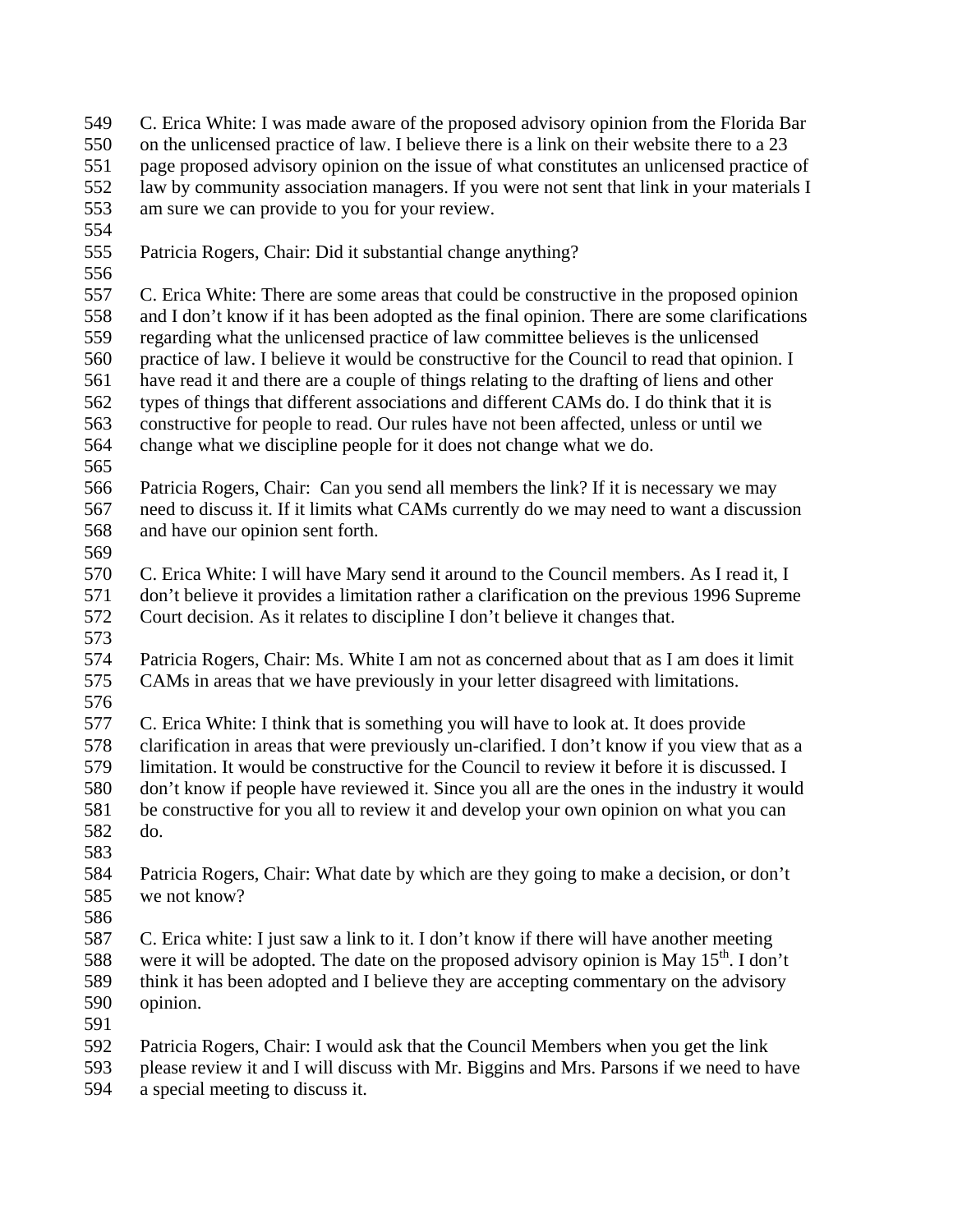C. Erica White: I was made aware of the proposed advisory opinion from the Florida Bar on the unlicensed practice of law. I believe there is a link on their website there to a 23 page proposed advisory opinion on the issue of what constitutes an unlicensed practice of law by community association managers. If you were not sent that link in your materials I am sure we can provide to you for your review.

Patricia Rogers, Chair: Did it substantial change anything?

C. Erica White: There are some areas that could be constructive in the proposed opinion and I don't know if it has been adopted as the final opinion. There are some clarifications regarding what the unlicensed practice of law committee believes is the unlicensed practice of law. I believe it would be constructive for the Council to read that opinion. I have read it and there are a couple of things relating to the drafting of liens and other types of things that different associations and different CAMs do. I do think that it is constructive for people to read. Our rules have not been affected, unless or until we change what we discipline people for it does not change what we do.

Patricia Rogers, Chair: Can you send all members the link? If it is necessary we may need to discuss it. If it limits what CAMs currently do we may need to want a discussion and have our opinion sent forth.

C. Erica White: I will have Mary send it around to the Council members. As I read it, I don't believe it provides a limitation rather a clarification on the previous 1996 Supreme Court decision. As it relates to discipline I don't believe it changes that.

Patricia Rogers, Chair: Ms. White I am not as concerned about that as I am does it limit CAMs in areas that we have previously in your letter disagreed with limitations.

C. Erica White: I think that is something you will have to look at. It does provide clarification in areas that were previously un-clarified. I don't know if you view that as a limitation. It would be constructive for the Council to review it before it is discussed. I don't know if people have reviewed it. Since you all are the ones in the industry it would be constructive for you all to review it and develop your own opinion on what you can do.

Patricia Rogers, Chair: What date by which are they going to make a decision, or don't we not know?

C. Erica white: I just saw a link to it. I don't know if there will have another meeting were it will be adopted. The date on the proposed advisory opinion is May 15th. I don't think it has been adopted and I believe they are accepting commentary on the advisory opinion.

Patricia Rogers, Chair: I would ask that the Council Members when you get the link please review it and I will discuss with Mr. Biggins and Mrs. Parsons if we need to have a special meeting to discuss it.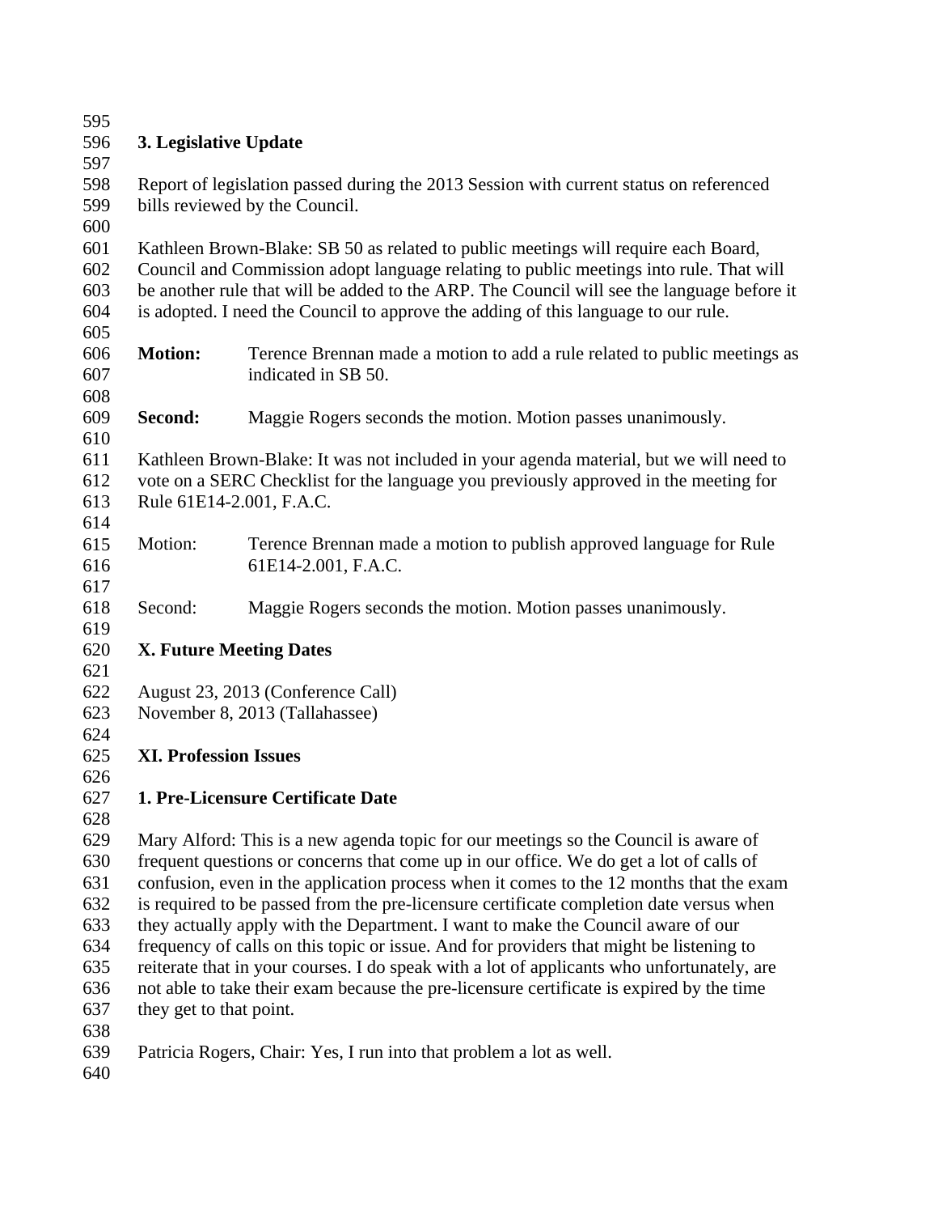### 3. Legislative Update

Report of legislation passed during the 2013 Session with current status on referenced bills reviewed by the Council.

Kathleen Brown-Blake: SB 50 as related to public meetings will require each Board, Council and Commission adopt language relating to public meetings into rule. That will be another rule that will be added to the ARP. The Council will see the language before it is adopted. I need the Council to approve the adding of this language to our rule.

**Motion:** Terence Brennan made a motion to add a rule related to public meetings as indicated in SB 50.

**Second:** Maggie Rogers seconds the motion. Motion passes unanimously.

Kathleen Brown-Blake: It was not included in your agenda material, but we will need to vote on a SERC Checklist for the language you previously approved in the meeting for Rule 61E14-2.001, F.A.C.

Motion: Terence Brennan made a motion to publish approved language for Rule 61E14-2.001, F.A.C.

Second: Maggie Rogers seconds the motion. Motion passes unanimously.

## X. Future Meeting Dates

August 23, 2013 (Conference Call)
November 8, 2013 (Tallahassee)

## XI. Profession Issues

### 1. Pre-Licensure Certificate Date

Mary Alford: This is a new agenda topic for our meetings so the Council is aware of frequent questions or concerns that come up in our office. We do get a lot of calls of confusion, even in the application process when it comes to the 12 months that the exam is required to be passed from the pre-licensure certificate completion date versus when they actually apply with the Department. I want to make the Council aware of our frequency of calls on this topic or issue. And for providers that might be listening to reiterate that in your courses. I do speak with a lot of applicants who unfortunately, are not able to take their exam because the pre-licensure certificate is expired by the time they get to that point.

Patricia Rogers, Chair: Yes, I run into that problem a lot as well.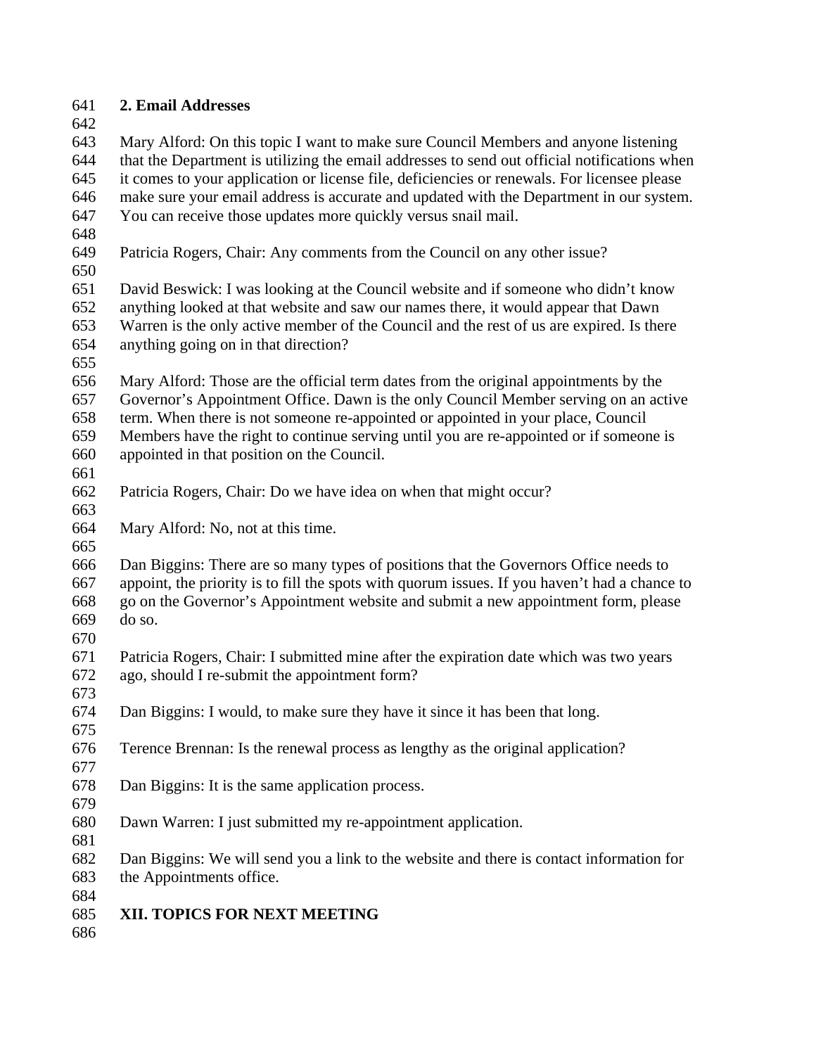**2. Email Addresses**

Mary Alford: On this topic I want to make sure Council Members and anyone listening that the Department is utilizing the email addresses to send out official notifications when it comes to your application or license file, deficiencies or renewals. For licensee please make sure your email address is accurate and updated with the Department in our system. You can receive those updates more quickly versus snail mail.

Patricia Rogers, Chair: Any comments from the Council on any other issue?

David Beswick: I was looking at the Council website and if someone who didn't know anything looked at that website and saw our names there, it would appear that Dawn Warren is the only active member of the Council and the rest of us are expired. Is there anything going on in that direction?

Mary Alford: Those are the official term dates from the original appointments by the Governor's Appointment Office. Dawn is the only Council Member serving on an active term. When there is not someone re-appointed or appointed in your place, Council Members have the right to continue serving until you are re-appointed or if someone is appointed in that position on the Council.

Patricia Rogers, Chair: Do we have idea on when that might occur?

Mary Alford: No, not at this time.

Dan Biggins: There are so many types of positions that the Governors Office needs to appoint, the priority is to fill the spots with quorum issues. If you haven't had a chance to go on the Governor's Appointment website and submit a new appointment form, please do so.

Patricia Rogers, Chair: I submitted mine after the expiration date which was two years ago, should I re-submit the appointment form?

Dan Biggins: I would, to make sure they have it since it has been that long.

Terence Brennan: Is the renewal process as lengthy as the original application?

Dan Biggins: It is the same application process.

Dawn Warren: I just submitted my re-appointment application.

Dan Biggins: We will send you a link to the website and there is contact information for the Appointments office.

**XII. TOPICS FOR NEXT MEETING**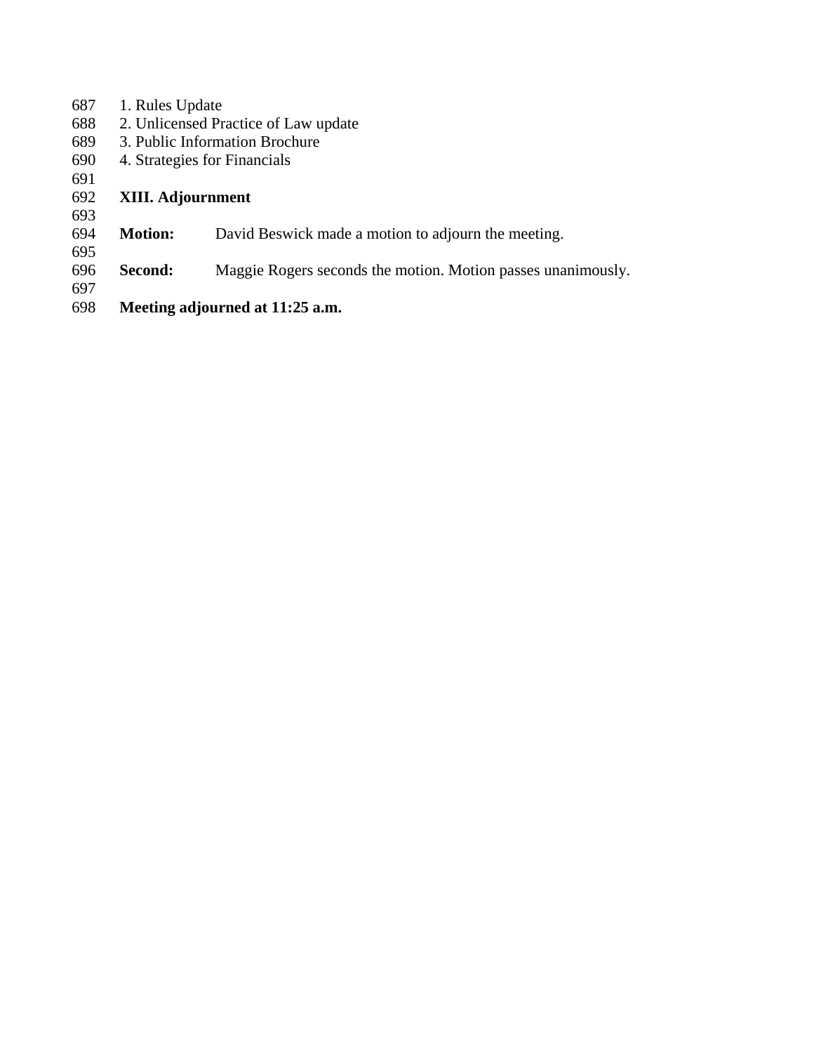1. Rules Update
2. Unlicensed Practice of Law update
3. Public Information Brochure
4. Strategies for Financials

**XIII. Adjournment**

**Motion:** David Beswick made a motion to adjourn the meeting.

**Second:** Maggie Rogers seconds the motion. Motion passes unanimously.

**Meeting adjourned at 11:25 a.m.**